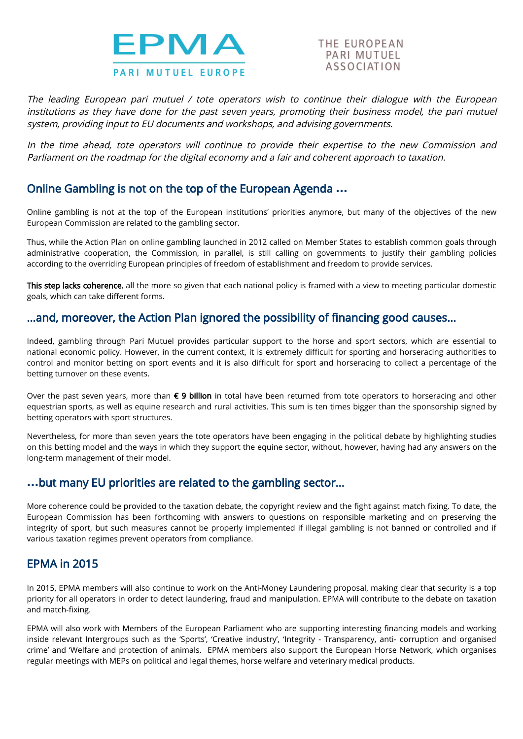EPMA

PARI MUTUEL EUROPE

THE EUROPEAN PARI MUTUEL ASSOCIATION

*The leading European pari mutuel / tote operators wish to continue their dialogue with the European institutions as they have done for the past seven years, promoting their business model, the pari mutuel system, providing input to EU documents and workshops, and advising governments.*

*In the time ahead, tote operators will continue to provide their expertise to the new Commission and Parliament on the roadmap for the digital economy and a fair and coherent approach to taxation.*

## Online Gambling is not on the top of the European Agenda ...

Online gambling is not at the top of the European institutions' priorities anymore, but many of the objectives of the new European Commission are related to the gambling sector.

Thus, while the Action Plan on online gambling launched in 2012 called on Member States to establish common goals through administrative cooperation, the Commission, in parallel, is still calling on governments to justify their gambling policies according to the overriding European principles of freedom of establishment and freedom to provide services.

**This step lacks coherence**, all the more so given that each national policy is framed with a view to meeting particular domestic goals, which can take different forms.

## ...and, moreover, the Action Plan ignored the possibility of financing good causes...

Indeed, gambling through Pari Mutuel provides particular support to the horse and sport sectors, which are essential to national economic policy. However, in the current context, it is extremely difficult for sporting and horseracing authorities to control and monitor betting on sport events and it is also difficult for sport and horseracing to collect a percentage of the betting turnover on these events.

Over the past seven years, more than **€ 9 billion** in total have been returned from tote operators to horseracing and other equestrian sports, as well as equine research and rural activities. This sum is ten times bigger than the sponsorship signed by betting operators with sport structures.

Nevertheless, for more than seven years the tote operators have been engaging in the political debate by highlighting studies on this betting model and the ways in which they support the equine sector, without, however, having had any answers on the long-term management of their model.

## ...but many EU priorities are related to the gambling sector...

More coherence could be provided to the taxation debate, the copyright review and the fight against match fixing. To date, the European Commission has been forthcoming with answers to questions on responsible marketing and on preserving the integrity of sport, but such measures cannot be properly implemented if illegal gambling is not banned or controlled and if various taxation regimes prevent operators from compliance.

## EPMA in 2015

In 2015, EPMA members will also continue to work on the Anti-Money Laundering proposal, making clear that security is a top priority for all operators in order to detect laundering, fraud and manipulation. EPMA will contribute to the debate on taxation and match-fixing.

EPMA will also work with Members of the European Parliament who are supporting interesting financing models and working inside relevant Intergroups such as the 'Sports', 'Creative industry', 'Integrity - Transparency, anti- corruption and organised crime' and 'Welfare and protection of animals. EPMA members also support the European Horse Network, which organises regular meetings with MEPs on political and legal themes, horse welfare and veterinary medical products.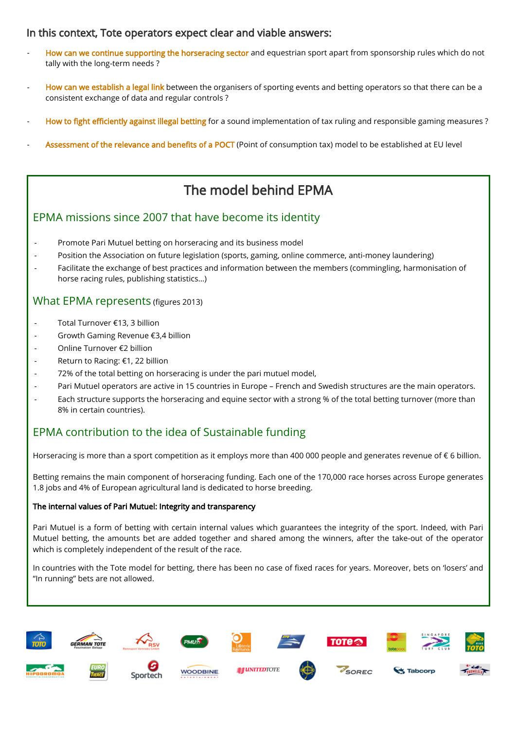## In this context, Tote operators expect clear and viable answers:

- **How can we continue supporting the horseracing sector** and equestrian sport apart from sponsorship rules which do not tally with the long-term needs ?
- **How can we establish a legal link** between the organisers of sporting events and betting operators so that there can be a consistent exchange of data and regular controls ?
- **How to fight efficiently against illegal betting** for a sound implementation of tax ruling and responsible gaming measures ?
- **Assessment of the relevance and benefits of a POCT** (Point of consumption tax) model to be established at EU level

# The model behind EPMA

## EPMA missions since 2007 that have become its identity

- Promote Pari Mutuel betting on horseracing and its business model
- Position the Association on future legislation (sports, gaming, online commerce, anti-money laundering)
- Facilitate the exchange of best practices and information between the members (commingling, harmonisation of horse racing rules, publishing statistics…)

## What EPMA represents (figures 2013)

- Total Turnover €13, 3 billion
- Growth Gaming Revenue €3,4 billion
- Online Turnover €2 billion
- Return to Racing: €1, 22 billion
- 72% of the total betting on horseracing is under the pari mutuel model,
- Pari Mutuel operators are active in 15 countries in Europe – French and Swedish structures are the main operators.
- Each structure supports the horseracing and equine sector with a strong % of the total betting turnover (more than 8% in certain countries).

## EPMA contribution to the idea of Sustainable funding

Horseracing is more than a sport competition as it employs more than 400 000 people and generates revenue of € 6 billion.

Betting remains the main component of horseracing funding. Each one of the 170,000 race horses across Europe generates 1.8 jobs and 4% of European agricultural land is dedicated to horse breeding.

**The internal values of Pari Mutuel: Integrity and transparency**

Pari Mutuel is a form of betting with certain internal values which guarantees the integrity of the sport. Indeed, with Pari Mutuel betting, the amounts bet are added together and shared among the winners, after the take-out of the operator which is completely independent of the result of the race.

In countries with the Tote model for betting, there has been no case of fixed races for years. Moreover, bets on 'losers' and "In running" bets are not allowed.